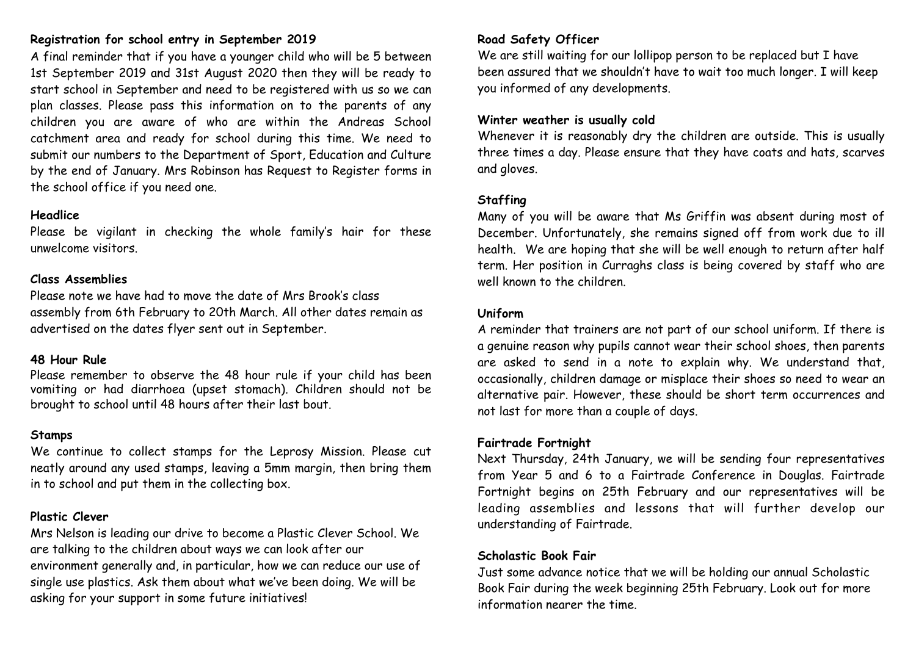**Registration for school entry in September 2019**

A final reminder that if you have a younger child who will be 5 between 1st September 2019 and 31st August 2020 then they will be ready to start school in September and need to be registered with us so we can plan classes. Please pass this information on to the parents of any children you are aware of who are within the Andreas School catchment area and ready for school during this time. We need to submit our numbers to the Department of Sport, Education and Culture by the end of January. Mrs Robinson has Request to Register forms in the school office if you need one.

**Headlice**

Please be vigilant in checking the whole family's hair for these unwelcome visitors.

**Class Assemblies**

Please note we have had to move the date of Mrs Brook's class assembly from 6th February to 20th March. All other dates remain as advertised on the dates flyer sent out in September.

**48 Hour Rule**

Please remember to observe the 48 hour rule if your child has been vomiting or had diarrhoea (upset stomach). Children should not be brought to school until 48 hours after their last bout.

**Stamps**

We continue to collect stamps for the Leprosy Mission. Please cut neatly around any used stamps, leaving a 5mm margin, then bring them in to school and put them in the collecting box.

**Plastic Clever**

Mrs Nelson is leading our drive to become a Plastic Clever School. We are talking to the children about ways we can look after our environment generally and, in particular, how we can reduce our use of single use plastics. Ask them about what we've been doing. We will be asking for your support in some future initiatives!

**Road Safety Officer**

We are still waiting for our lollipop person to be replaced but I have been assured that we shouldn't have to wait too much longer. I will keep you informed of any developments.

**Winter weather is usually cold**

Whenever it is reasonably dry the children are outside. This is usually three times a day. Please ensure that they have coats and hats, scarves and gloves.

**Staffing**

Many of you will be aware that Ms Griffin was absent during most of December. Unfortunately, she remains signed off from work due to ill health. We are hoping that she will be well enough to return after half term. Her position in Curraghs class is being covered by staff who are well known to the children.

**Uniform**

A reminder that trainers are not part of our school uniform. If there is a genuine reason why pupils cannot wear their school shoes, then parents are asked to send in a note to explain why. We understand that, occasionally, children damage or misplace their shoes so need to wear an alternative pair. However, these should be short term occurrences and not last for more than a couple of days.

**Fairtrade Fortnight**

Next Thursday, 24th January, we will be sending four representatives from Year 5 and 6 to a Fairtrade Conference in Douglas. Fairtrade Fortnight begins on 25th February and our representatives will be leading assemblies and lessons that will further develop our understanding of Fairtrade.

**Scholastic Book Fair**

Just some advance notice that we will be holding our annual Scholastic Book Fair during the week beginning 25th February. Look out for more information nearer the time.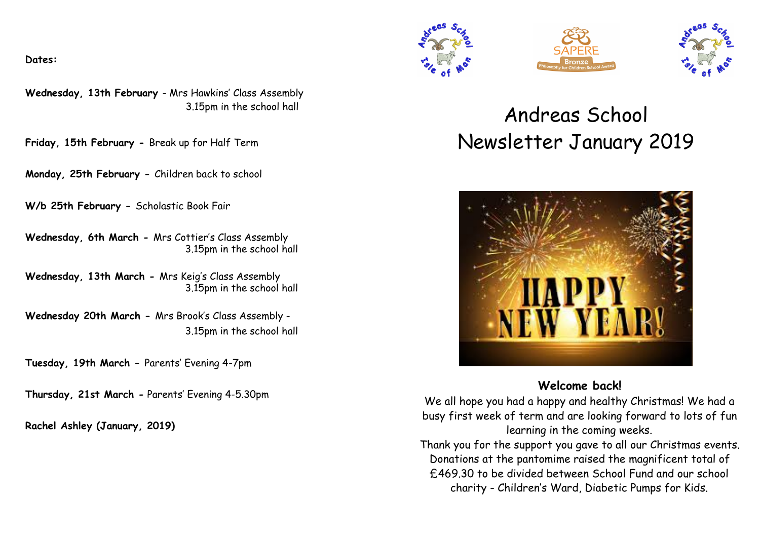**Dates:**

**Wednesday, 13th February** - Mrs Hawkins' Class Assembly
3.15pm in the school hall

**Friday, 15th February -** Break up for Half Term

**Monday, 25th February -** Children back to school

**W/b 25th February -** Scholastic Book Fair

**Wednesday, 6th March -** Mrs Cottier's Class Assembly
3.15pm in the school hall

**Wednesday, 13th March -** Mrs Keig's Class Assembly
3.15pm in the school hall

**Wednesday 20th March -** Mrs Brook's Class Assembly -
3.15pm in the school hall

**Tuesday, 19th March -** Parents' Evening 4-7pm

**Thursday, 21st March -** Parents' Evening 4-5.30pm

**Rachel Ashley (January, 2019)**

# Andreas School
# Newsletter January 2019

## Welcome back!

We all hope you had a happy and healthy Christmas! We had a busy first week of term and are looking forward to lots of fun learning in the coming weeks.

Thank you for the support you gave to all our Christmas events. Donations at the pantomime raised the magnificent total of £469.30 to be divided between School Fund and our school charity - Children's Ward, Diabetic Pumps for Kids.